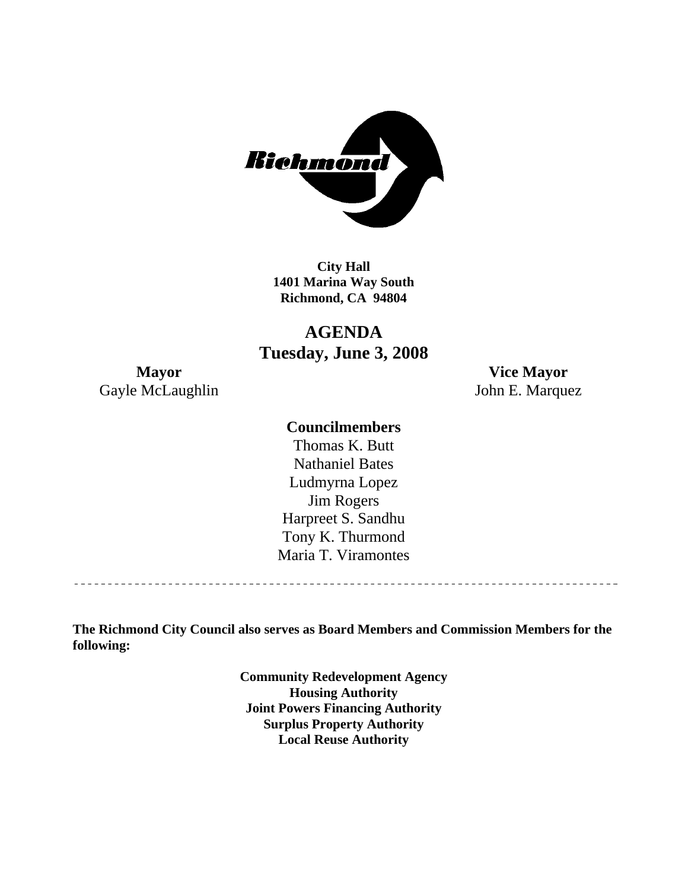**City Hall**
**1401 Marina Way South**
**Richmond, CA 94804**

# AGENDA
## Tuesday, June 3, 2008

**Mayor**
Gayle McLaughlin

**Vice Mayor**
John E. Marquez

**Councilmembers**
Thomas K. Butt
Nathaniel Bates
Ludmyrna Lopez
Jim Rogers
Harpreet S. Sandhu
Tony K. Thurmond
Maria T. Viramontes

---

**The Richmond City Council also serves as Board Members and Commission Members for the following:**

**Community Redevelopment Agency**
**Housing Authority**
**Joint Powers Financing Authority**
**Surplus Property Authority**
**Local Reuse Authority**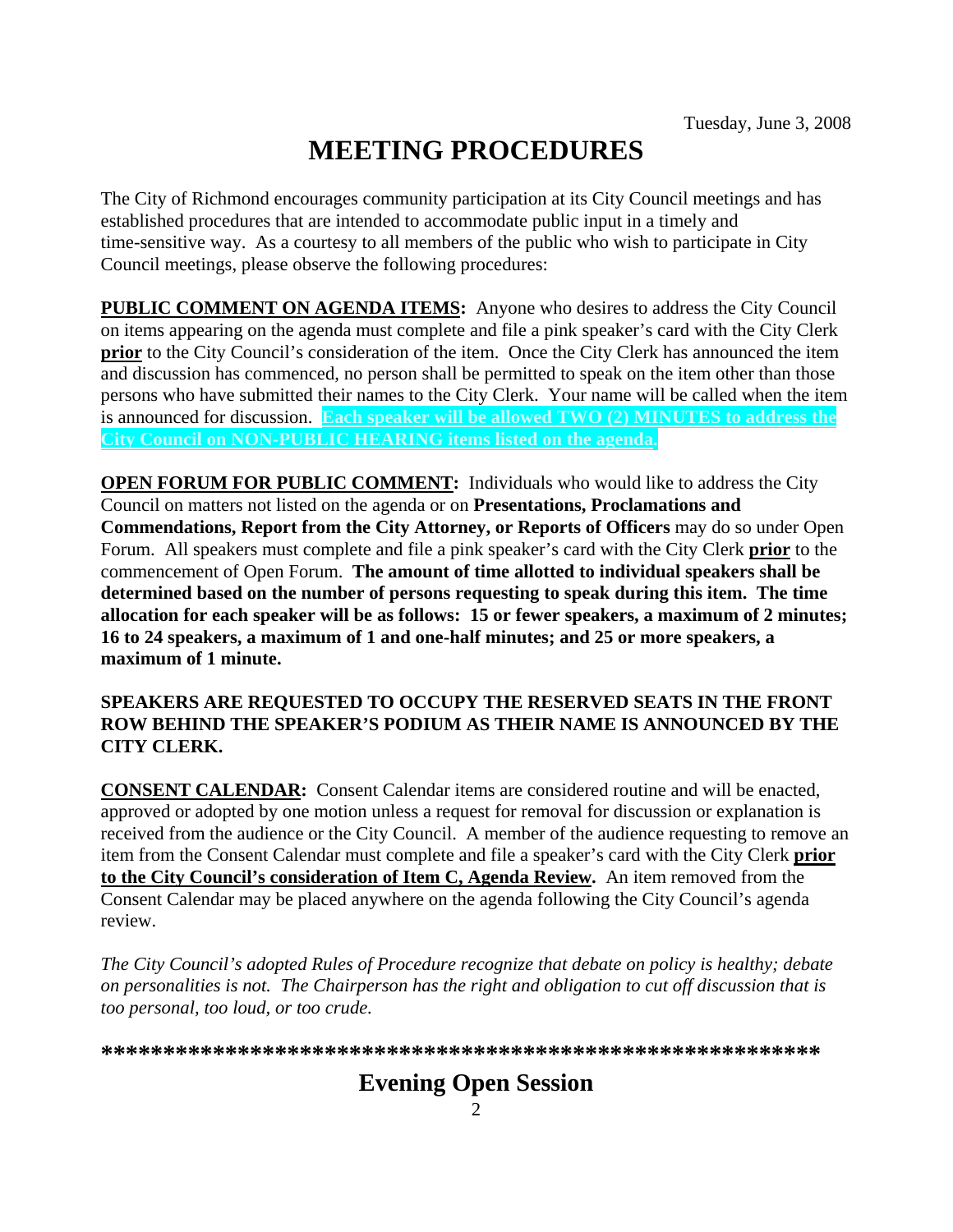Tuesday, June 3, 2008

# MEETING PROCEDURES

The City of Richmond encourages community participation at its City Council meetings and has established procedures that are intended to accommodate public input in a timely and time-sensitive way. As a courtesy to all members of the public who wish to participate in City Council meetings, please observe the following procedures:

**PUBLIC COMMENT ON AGENDA ITEMS:** Anyone who desires to address the City Council on items appearing on the agenda must complete and file a pink speaker's card with the City Clerk **prior** to the City Council's consideration of the item. Once the City Clerk has announced the item and discussion has commenced, no person shall be permitted to speak on the item other than those persons who have submitted their names to the City Clerk. Your name will be called when the item is announced for discussion. **Each speaker will be allowed TWO (2) MINUTES to address the City Council on NON-PUBLIC HEARING items listed on the agenda.**

**OPEN FORUM FOR PUBLIC COMMENT:** Individuals who would like to address the City Council on matters not listed on the agenda or on **Presentations, Proclamations and Commendations, Report from the City Attorney, or Reports of Officers** may do so under Open Forum. All speakers must complete and file a pink speaker's card with the City Clerk **prior** to the commencement of Open Forum. **The amount of time allotted to individual speakers shall be determined based on the number of persons requesting to speak during this item. The time allocation for each speaker will be as follows: 15 or fewer speakers, a maximum of 2 minutes; 16 to 24 speakers, a maximum of 1 and one-half minutes; and 25 or more speakers, a maximum of 1 minute.**

**SPEAKERS ARE REQUESTED TO OCCUPY THE RESERVED SEATS IN THE FRONT ROW BEHIND THE SPEAKER'S PODIUM AS THEIR NAME IS ANNOUNCED BY THE CITY CLERK.**

**CONSENT CALENDAR:** Consent Calendar items are considered routine and will be enacted, approved or adopted by one motion unless a request for removal for discussion or explanation is received from the audience or the City Council. A member of the audience requesting to remove an item from the Consent Calendar must complete and file a speaker's card with the City Clerk **prior to the City Council's consideration of Item C, Agenda Review.** An item removed from the Consent Calendar may be placed anywhere on the agenda following the City Council's agenda review.

*The City Council's adopted Rules of Procedure recognize that debate on policy is healthy; debate on personalities is not. The Chairperson has the right and obligation to cut off discussion that is too personal, too loud, or too crude.*

**\*\*\*\*\*\*\*\*\*\*\*\*\*\*\*\*\*\*\*\*\*\*\*\*\*\*\*\*\*\*\*\*\*\*\*\*\*\*\*\*\*\*\*\*\*\*\*\*\*\*\*\*\*\*\*\*\*\***

## Evening Open Session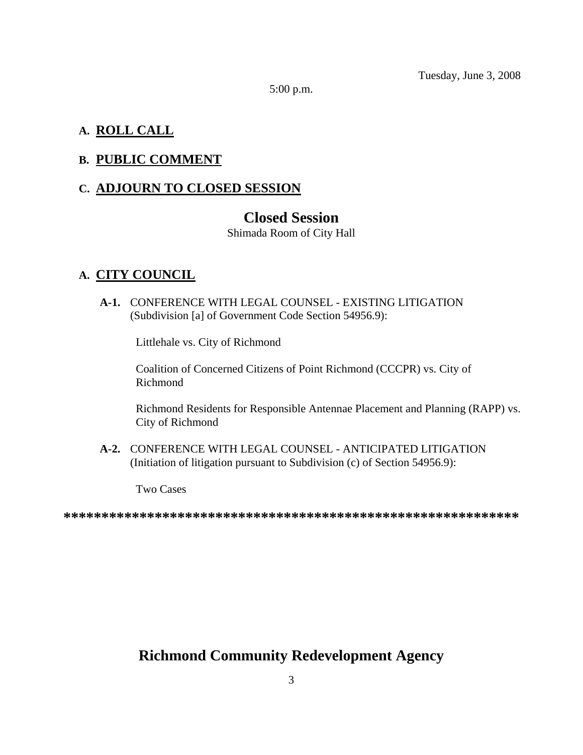Tuesday, June 3, 2008

5:00 p.m.

**A. ROLL CALL**

**B. PUBLIC COMMENT**

**C. ADJOURN TO CLOSED SESSION**

## Closed Session

Shimada Room of City Hall

**A. CITY COUNCIL**

**A-1.** CONFERENCE WITH LEGAL COUNSEL - EXISTING LITIGATION (Subdivision [a] of Government Code Section 54956.9):

Littlehale vs. City of Richmond

Coalition of Concerned Citizens of Point Richmond (CCCPR) vs. City of Richmond

Richmond Residents for Responsible Antennae Placement and Planning (RAPP) vs. City of Richmond

**A-2.** CONFERENCE WITH LEGAL COUNSEL - ANTICIPATED LITIGATION (Initiation of litigation pursuant to Subdivision (c) of Section 54956.9):

Two Cases

************************************************************

## Richmond Community Redevelopment Agency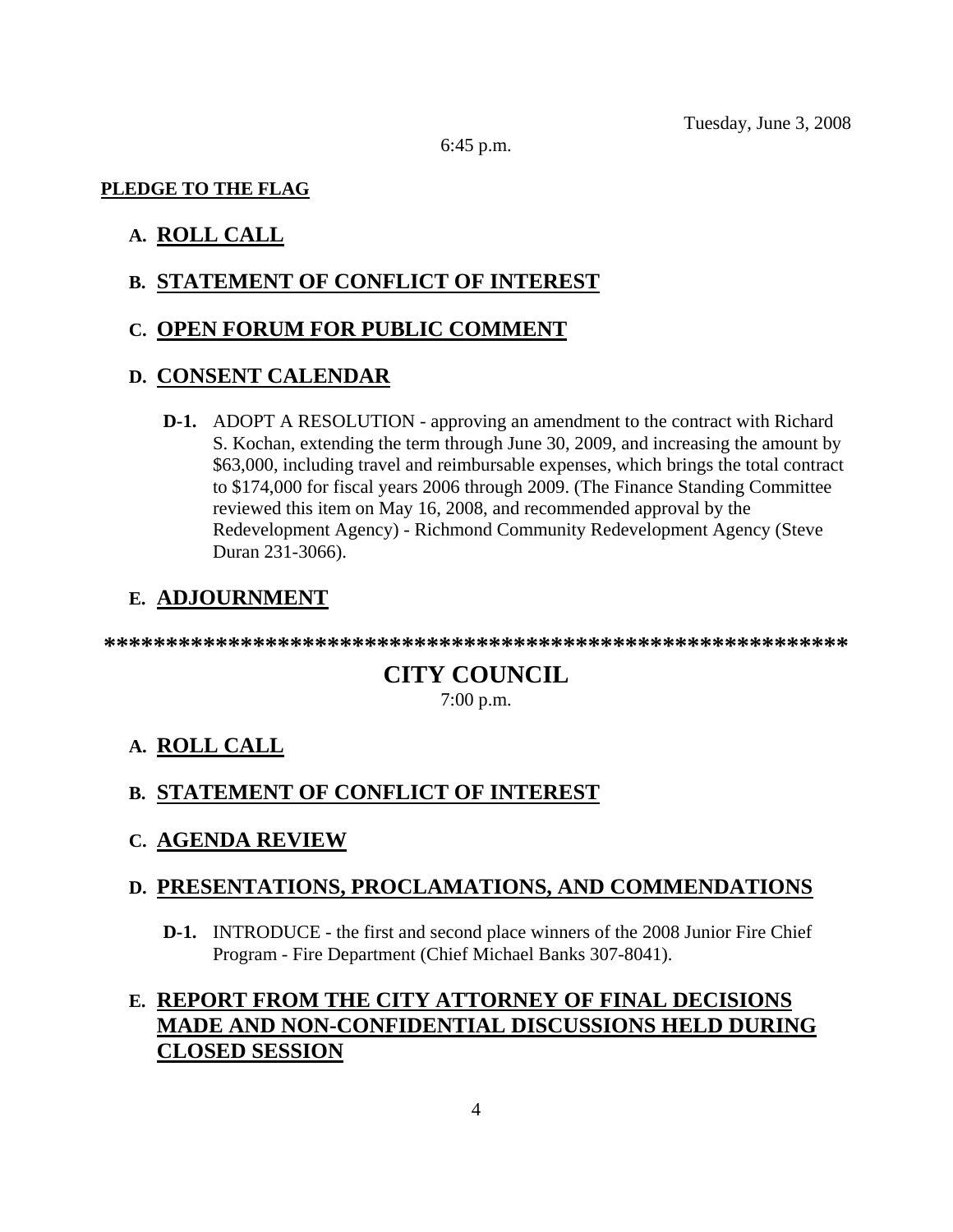Tuesday, June 3, 2008

6:45 p.m.

**PLEDGE TO THE FLAG**

**A. ROLL CALL**

**B. STATEMENT OF CONFLICT OF INTEREST**

**C. OPEN FORUM FOR PUBLIC COMMENT**

**D. CONSENT CALENDAR**

**D-1.** ADOPT A RESOLUTION - approving an amendment to the contract with Richard S. Kochan, extending the term through June 30, 2009, and increasing the amount by $63,000, including travel and reimbursable expenses, which brings the total contract to $174,000 for fiscal years 2006 through 2009. (The Finance Standing Committee reviewed this item on May 16, 2008, and recommended approval by the Redevelopment Agency) - Richmond Community Redevelopment Agency (Steve Duran 231-3066).

**E. ADJOURNMENT**

**************************************************************

# CITY COUNCIL

7:00 p.m.

**A. ROLL CALL**

**B. STATEMENT OF CONFLICT OF INTEREST**

**C. AGENDA REVIEW**

**D. PRESENTATIONS, PROCLAMATIONS, AND COMMENDATIONS**

**D-1.** INTRODUCE - the first and second place winners of the 2008 Junior Fire Chief Program - Fire Department (Chief Michael Banks 307-8041).

**E. REPORT FROM THE CITY ATTORNEY OF FINAL DECISIONS MADE AND NON-CONFIDENTIAL DISCUSSIONS HELD DURING CLOSED SESSION**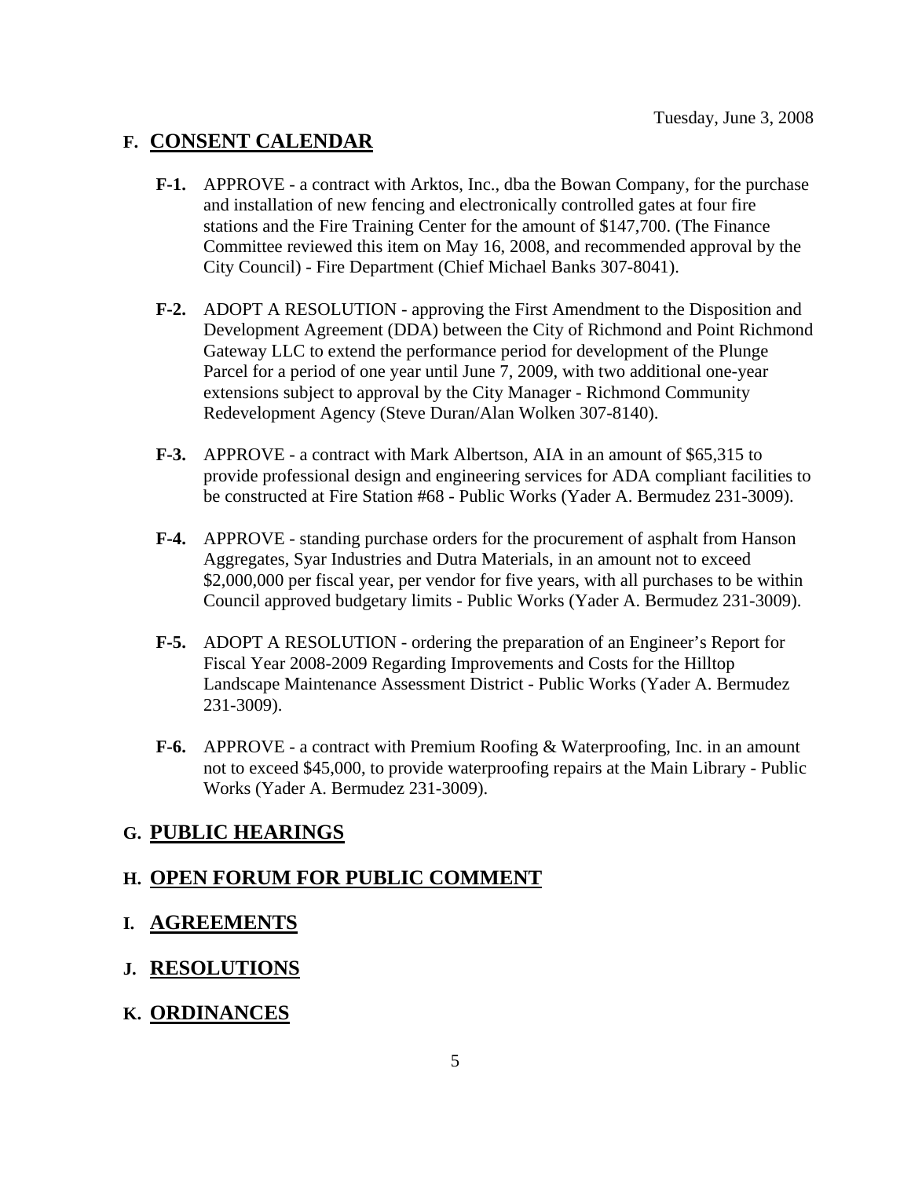Tuesday, June 3, 2008

## F. CONSENT CALENDAR

**F-1.** APPROVE - a contract with Arktos, Inc., dba the Bowan Company, for the purchase and installation of new fencing and electronically controlled gates at four fire stations and the Fire Training Center for the amount of $147,700. (The Finance Committee reviewed this item on May 16, 2008, and recommended approval by the City Council) - Fire Department (Chief Michael Banks 307-8041).

**F-2.** ADOPT A RESOLUTION - approving the First Amendment to the Disposition and Development Agreement (DDA) between the City of Richmond and Point Richmond Gateway LLC to extend the performance period for development of the Plunge Parcel for a period of one year until June 7, 2009, with two additional one-year extensions subject to approval by the City Manager - Richmond Community Redevelopment Agency (Steve Duran/Alan Wolken 307-8140).

**F-3.** APPROVE - a contract with Mark Albertson, AIA in an amount of $65,315 to provide professional design and engineering services for ADA compliant facilities to be constructed at Fire Station #68 - Public Works (Yader A. Bermudez 231-3009).

**F-4.** APPROVE - standing purchase orders for the procurement of asphalt from Hanson Aggregates, Syar Industries and Dutra Materials, in an amount not to exceed $2,000,000 per fiscal year, per vendor for five years, with all purchases to be within Council approved budgetary limits - Public Works (Yader A. Bermudez 231-3009).

**F-5.** ADOPT A RESOLUTION - ordering the preparation of an Engineer's Report for Fiscal Year 2008-2009 Regarding Improvements and Costs for the Hilltop Landscape Maintenance Assessment District - Public Works (Yader A. Bermudez 231-3009).

**F-6.** APPROVE - a contract with Premium Roofing & Waterproofing, Inc. in an amount not to exceed $45,000, to provide waterproofing repairs at the Main Library - Public Works (Yader A. Bermudez 231-3009).

## G. PUBLIC HEARINGS

## H. OPEN FORUM FOR PUBLIC COMMENT

## I. AGREEMENTS

## J. RESOLUTIONS

## K. ORDINANCES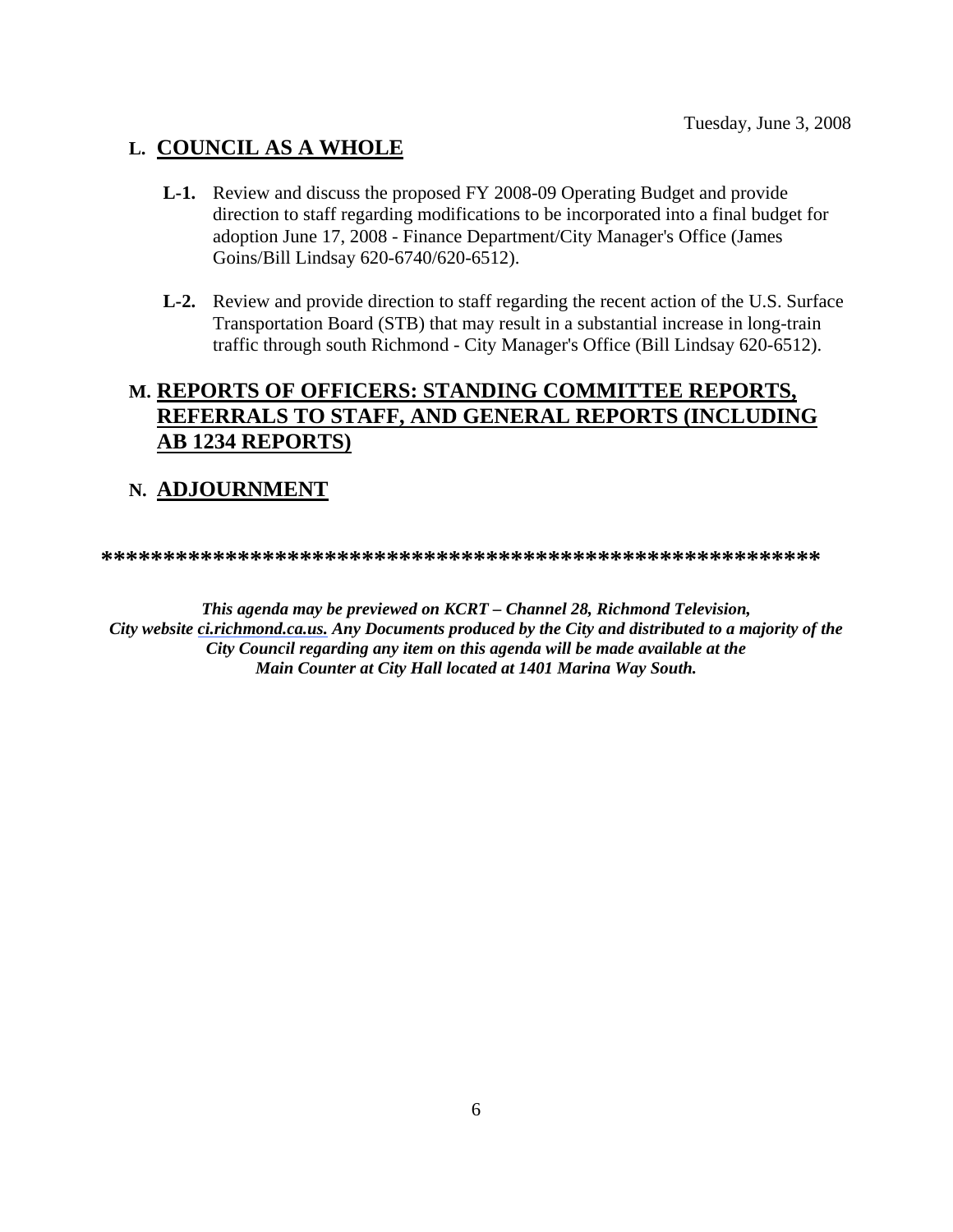Tuesday, June 3, 2008

## L. COUNCIL AS A WHOLE

**L-1.** Review and discuss the proposed FY 2008-09 Operating Budget and provide direction to staff regarding modifications to be incorporated into a final budget for adoption June 17, 2008 - Finance Department/City Manager's Office (James Goins/Bill Lindsay 620-6740/620-6512).

**L-2.** Review and provide direction to staff regarding the recent action of the U.S. Surface Transportation Board (STB) that may result in a substantial increase in long-train traffic through south Richmond - City Manager's Office (Bill Lindsay 620-6512).

## M. REPORTS OF OFFICERS: STANDING COMMITTEE REPORTS, REFERRALS TO STAFF, AND GENERAL REPORTS (INCLUDING AB 1234 REPORTS)

## N. ADJOURNMENT

**********************************************************

***This agenda may be previewed on KCRT – Channel 28, Richmond Television, City website ci.richmond.ca.us. Any Documents produced by the City and distributed to a majority of the City Council regarding any item on this agenda will be made available at the Main Counter at City Hall located at 1401 Marina Way South.***